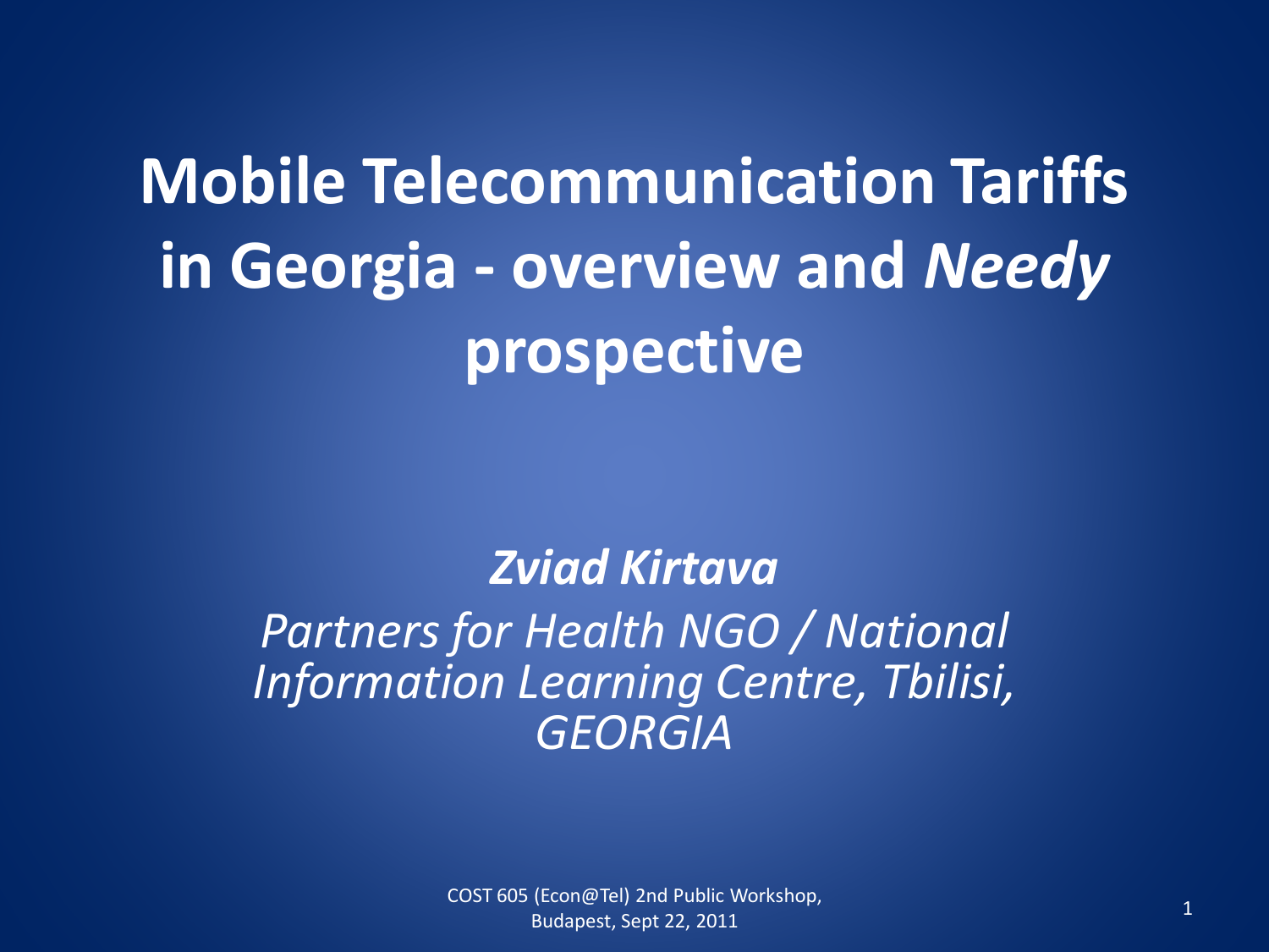# Mobile Telecommunication Tariffs in Georgia - overview and *Needy* prospective

***Zviad Kirtava***

*Partners for Health NGO / National Information Learning Centre, Tbilisi, GEORGIA*

COST 605 (Econ@Tel) 2nd Public Workshop, Budapest, Sept 22, 2011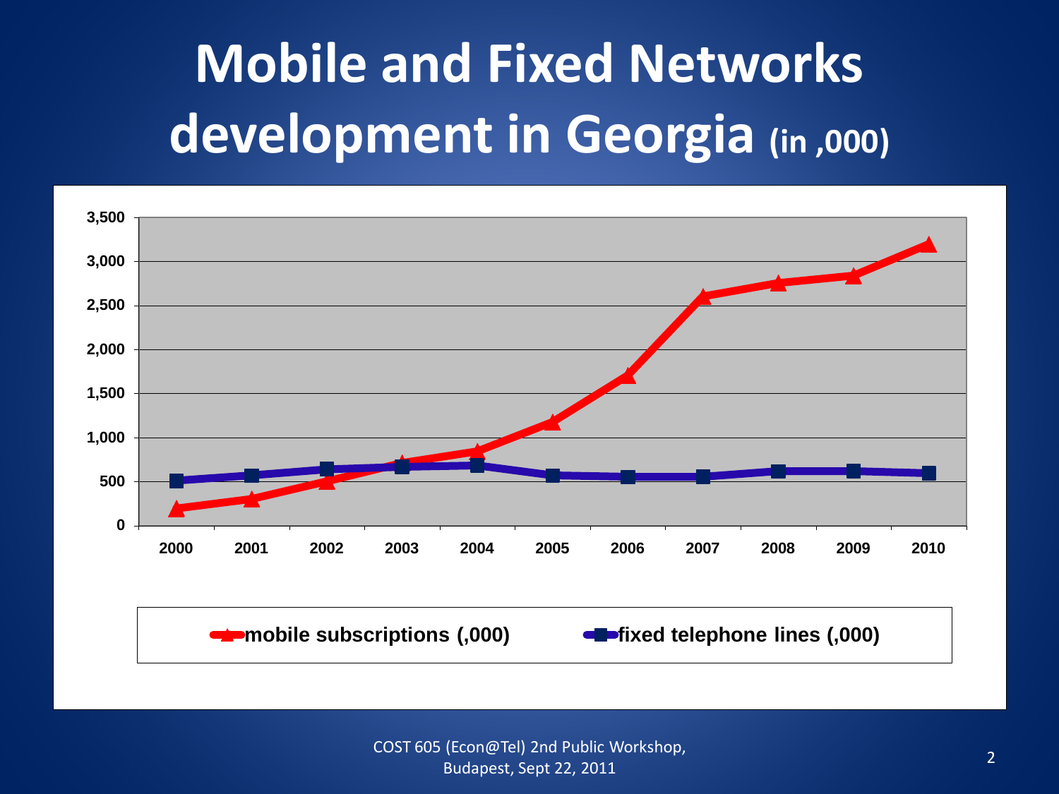# Mobile and Fixed Networks development in Georgia (in ,000)

| Year | mobile subscriptions (,000) | fixed telephone lines (,000) |
|---|---|---|
| 2000 | ~195 | ~510 |
| 2001 | ~305 | ~570 |
| 2002 | ~505 | ~640 |
| 2003 | ~720 | ~670 |
| 2004 | ~840 | ~680 |
| 2005 | ~1,180 | ~570 |
| 2006 | ~1,700 | ~555 |
| 2007 | ~2,600 | ~555 |
| 2008 | ~2,760 | ~620 |
| 2009 | ~2,840 | ~620 |
| 2010 | ~3,200 | ~600 |

COST 605 (Econ@Tel) 2nd Public Workshop, Budapest, Sept 22, 2011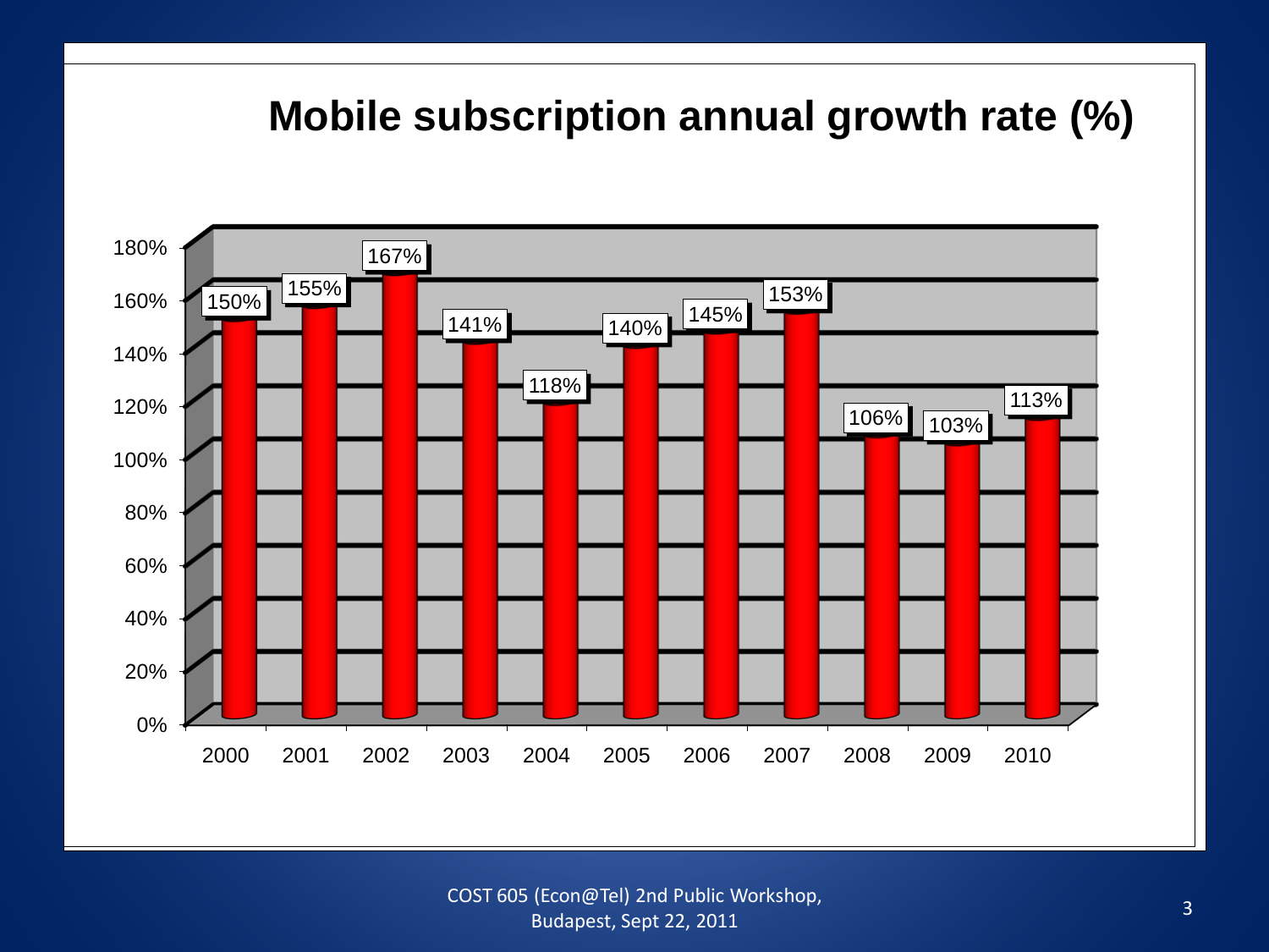# Mobile subscription annual growth rate (%)

| Year | Growth rate |
|---|---|
| 2000 | 150% |
| 2001 | 155% |
| 2002 | 167% |
| 2003 | 141% |
| 2004 | 118% |
| 2005 | 140% |
| 2006 | 145% |
| 2007 | 153% |
| 2008 | 106% |
| 2009 | 103% |
| 2010 | 113% |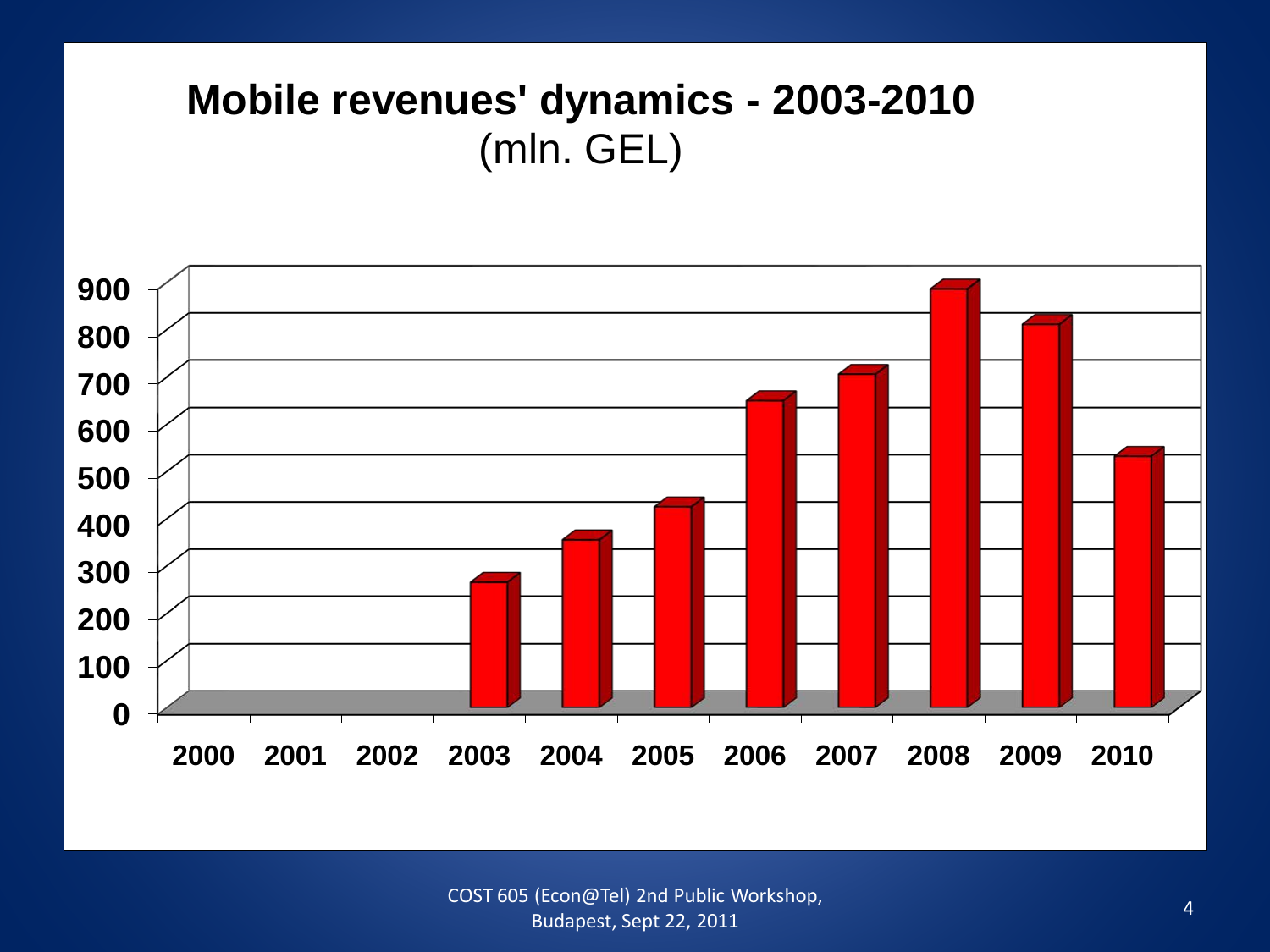# Mobile revenues' dynamics - 2003-2010
(mln. GEL)

| Year | Revenue (mln. GEL) |
|---|---|
| 2000 | |
| 2001 | |
| 2002 | |
| 2003 | ~270 |
| 2004 | ~360 |
| 2005 | ~430 |
| 2006 | ~655 |
| 2007 | ~710 |
| 2008 | ~895 |
| 2009 | ~815 |
| 2010 | ~535 |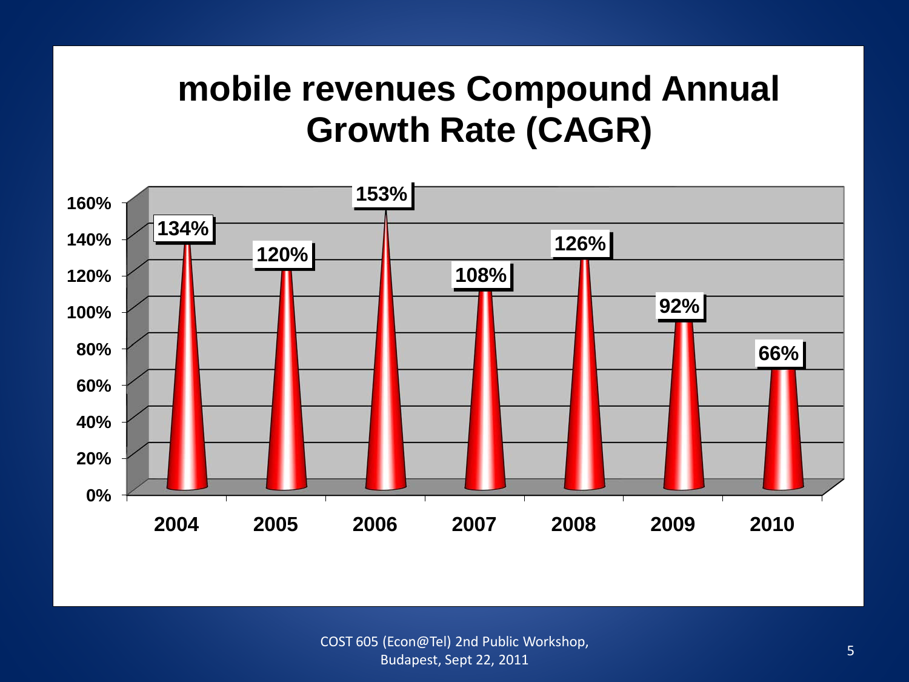# mobile revenues Compound Annual Growth Rate (CAGR)

| Year | CAGR |
|---|---|
| 2004 | 134% |
| 2005 | 120% |
| 2006 | 153% |
| 2007 | 108% |
| 2008 | 126% |
| 2009 | 92% |
| 2010 | 66% |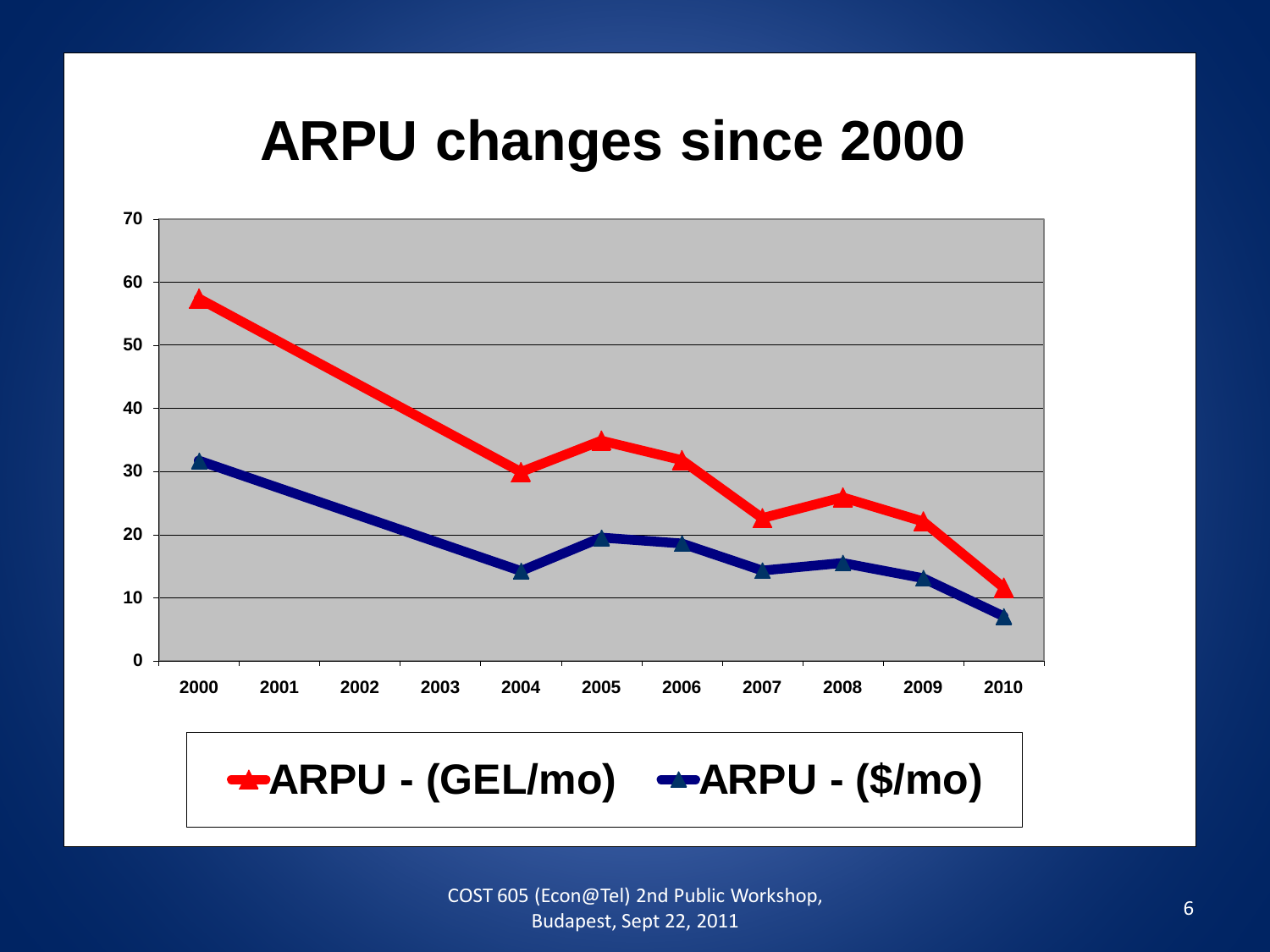# ARPU changes since 2000

| Year | ARPU - (GEL/mo) | ARPU - ($/mo) |
|---|---|---|
| 2000 | 57 | 32 |
| 2004 | 30 | 14 |
| 2005 | 35 | 20 |
| 2006 | 32 | 19 |
| 2007 | 23 | 14 |
| 2008 | 26 | 16 |
| 2009 | 22 | 13 |
| 2010 | 12 | 7 |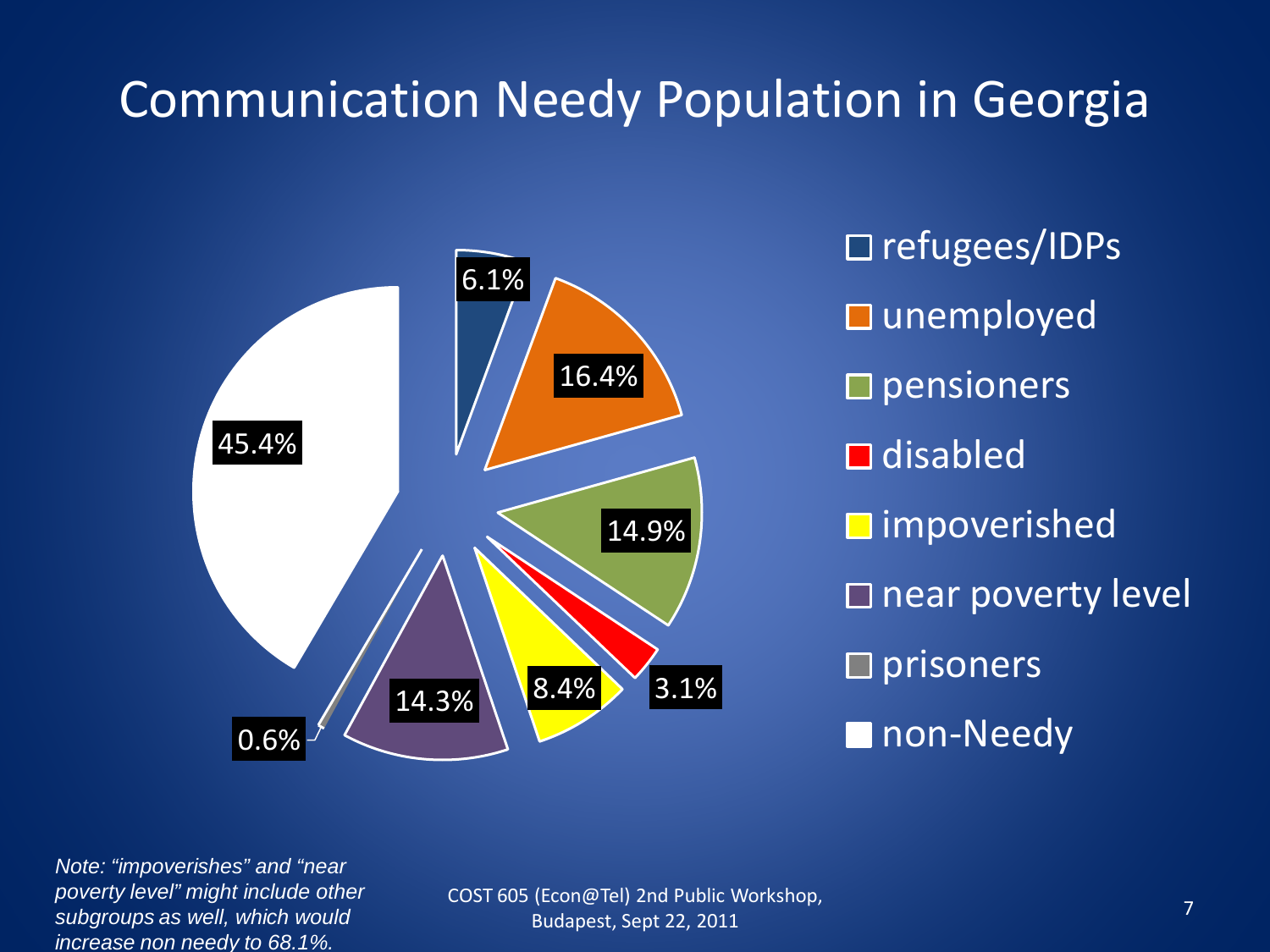# Communication Needy Population in Georgia

| Category | Share |
|---|---|
| refugees/IDPs | 6.1% |
| unemployed | 16.4% |
| pensioners | 14.9% |
| disabled | 3.1% |
| impoverished | 8.4% |
| near poverty level | 14.3% |
| prisoners | 0.6% |
| non-Needy | 45.4% |

*Note: "impoverishes" and "near poverty level" might include other subgroups as well, which would increase non needy to 68.1%.*

COST 605 (Econ@Tel) 2nd Public Workshop, Budapest, Sept 22, 2011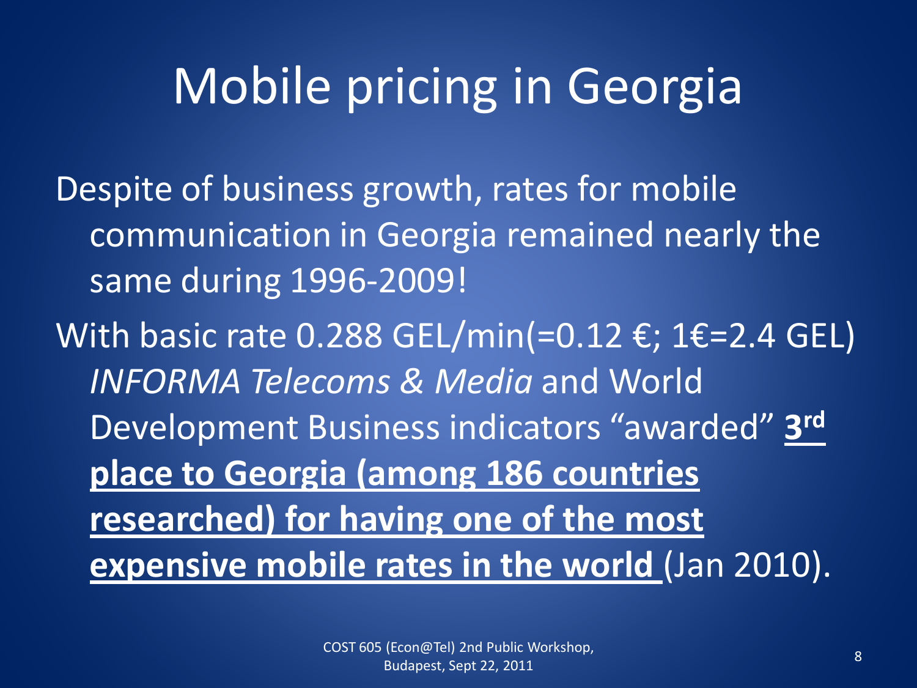# Mobile pricing in Georgia

Despite of business growth, rates for mobile communication in Georgia remained nearly the same during 1996-2009!

With basic rate 0.288 GEL/min(=0.12 €; 1€=2.4 GEL) *INFORMA Telecoms & Media* and World Development Business indicators "awarded" **3rd place to Georgia (among 186 countries researched) for having one of the most expensive mobile rates in the world** (Jan 2010).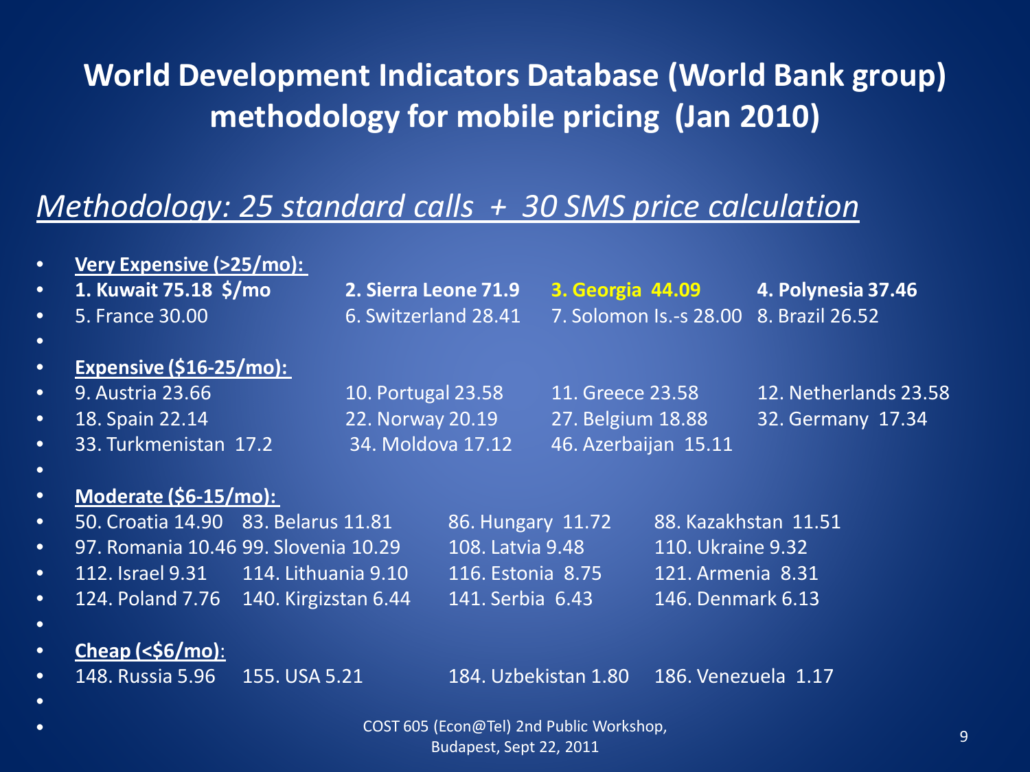# World Development Indicators Database (World Bank group) methodology for mobile pricing (Jan 2010)

## *Methodology: 25 standard calls + 30 SMS price calculation*

- **Very Expensive (>25/mo):**
- **1. Kuwait 75.18 $/mo** **2. Sierra Leone 71.9** **3. Georgia 44.09** **4. Polynesia 37.46**
- 5. France 30.00 6. Switzerland 28.41 7. Solomon Is.-s 28.00 8. Brazil 26.52

- **Expensive ($16-25/mo):**
- 9. Austria 23.66 10. Portugal 23.58 11. Greece 23.58 12. Netherlands 23.58
- 18. Spain 22.14 22. Norway 20.19 27. Belgium 18.88 32. Germany 17.34
- 33. Turkmenistan 17.2 34. Moldova 17.12 46. Azerbaijan 15.11

- **Moderate ($6-15/mo):**
- 50. Croatia 14.90 83. Belarus 11.81 86. Hungary 11.72 88. Kazakhstan 11.51
- 97. Romania 10.46 99. Slovenia 10.29 108. Latvia 9.48 110. Ukraine 9.32
- 112. Israel 9.31 114. Lithuania 9.10 116. Estonia 8.75 121. Armenia 8.31
- 124. Poland 7.76 140. Kirgizstan 6.44 141. Serbia 6.43 146. Denmark 6.13

- **Cheap (<$6/mo)**:
- 148. Russia 5.96 155. USA 5.21 184. Uzbekistan 1.80 186. Venezuela 1.17

COST 605 (Econ@Tel) 2nd Public Workshop, Budapest, Sept 22, 2011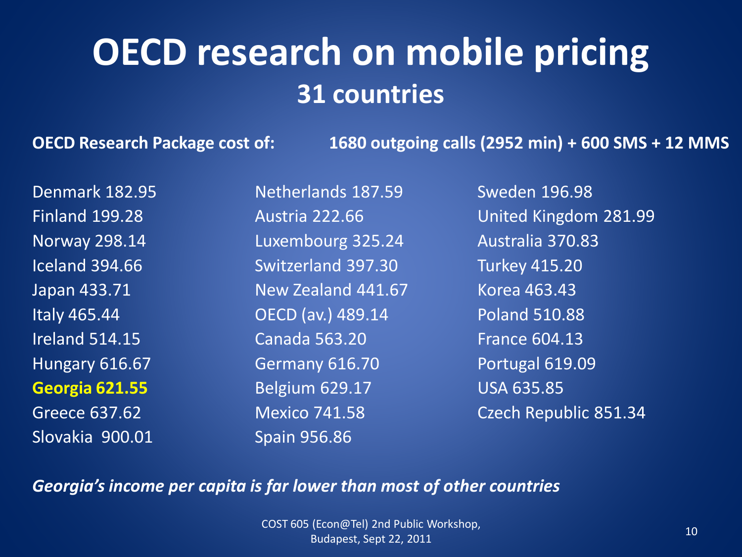# OECD research on mobile pricing

## 31 countries

**OECD Research Package cost of:** **1680 outgoing calls (2952 min) + 600 SMS + 12 MMS**

| | | |
|---|---|---|
| Denmark 182.95 | Netherlands 187.59 | Sweden 196.98 |
| Finland 199.28 | Austria 222.66 | United Kingdom 281.99 |
| Norway 298.14 | Luxembourg 325.24 | Australia 370.83 |
| Iceland 394.66 | Switzerland 397.30 | Turkey 415.20 |
| Japan 433.71 | New Zealand 441.67 | Korea 463.43 |
| Italy 465.44 | OECD (av.) 489.14 | Poland 510.88 |
| Ireland 514.15 | Canada 563.20 | France 604.13 |
| Hungary 616.67 | Germany 616.70 | Portugal 619.09 |
| **Georgia 621.55** | Belgium 629.17 | USA 635.85 |
| Greece 637.62 | Mexico 741.58 | Czech Republic 851.34 |
| Slovakia 900.01 | Spain 956.86 | |

*Georgia's income per capita is far lower than most of other countries*

COST 605 (Econ@Tel) 2nd Public Workshop, Budapest, Sept 22, 2011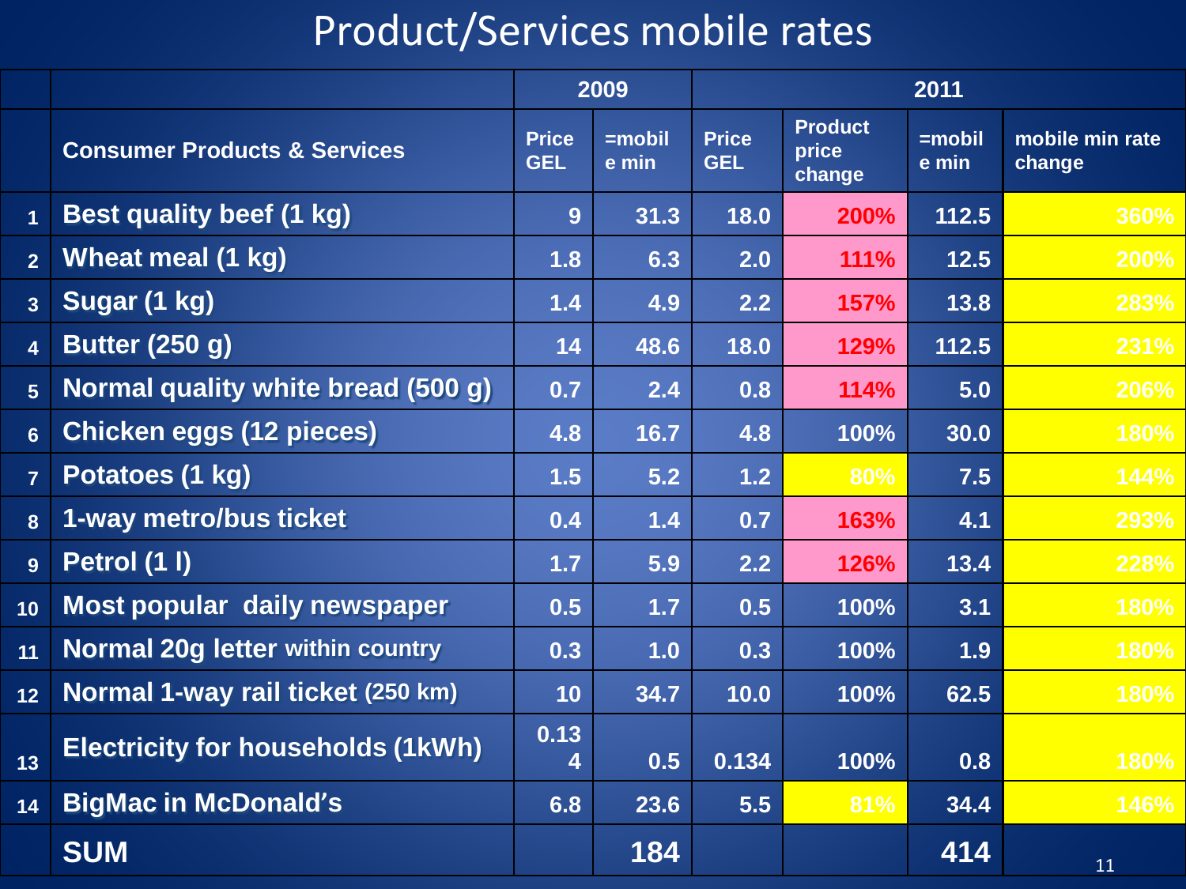# Product/Services mobile rates

| | | 2009 | | 2011 | | | |
|---|---|---|---|---|---|---|---|
| | Consumer Products & Services | Price GEL | =mobile min | Price GEL | Product price change | =mobile min | mobile min rate change |
| 1 | Best quality beef (1 kg) | 9 | 31.3 | 18.0 | 200% | 112.5 | 360% |
| 2 | Wheat meal (1 kg) | 1.8 | 6.3 | 2.0 | 111% | 12.5 | 200% |
| 3 | Sugar (1 kg) | 1.4 | 4.9 | 2.2 | 157% | 13.8 | 283% |
| 4 | Butter (250 g) | 14 | 48.6 | 18.0 | 129% | 112.5 | 231% |
| 5 | Normal quality white bread (500 g) | 0.7 | 2.4 | 0.8 | 114% | 5.0 | 206% |
| 6 | Chicken eggs (12 pieces) | 4.8 | 16.7 | 4.8 | 100% | 30.0 | 180% |
| 7 | Potatoes (1 kg) | 1.5 | 5.2 | 1.2 | 80% | 7.5 | 144% |
| 8 | 1-way metro/bus ticket | 0.4 | 1.4 | 0.7 | 163% | 4.1 | 293% |
| 9 | Petrol (1 l) | 1.7 | 5.9 | 2.2 | 126% | 13.4 | 228% |
| 10 | Most popular daily newspaper | 0.5 | 1.7 | 0.5 | 100% | 3.1 | 180% |
| 11 | Normal 20g letter within country | 0.3 | 1.0 | 0.3 | 100% | 1.9 | 180% |
| 12 | Normal 1-way rail ticket (250 km) | 10 | 34.7 | 10.0 | 100% | 62.5 | 180% |
| 13 | Electricity for households (1kWh) | 0.134 | 0.5 | 0.134 | 100% | 0.8 | 180% |
| 14 | BigMac in McDonald's | 6.8 | 23.6 | 5.5 | 81% | 34.4 | 146% |
| | SUM | | 184 | | | 414 | |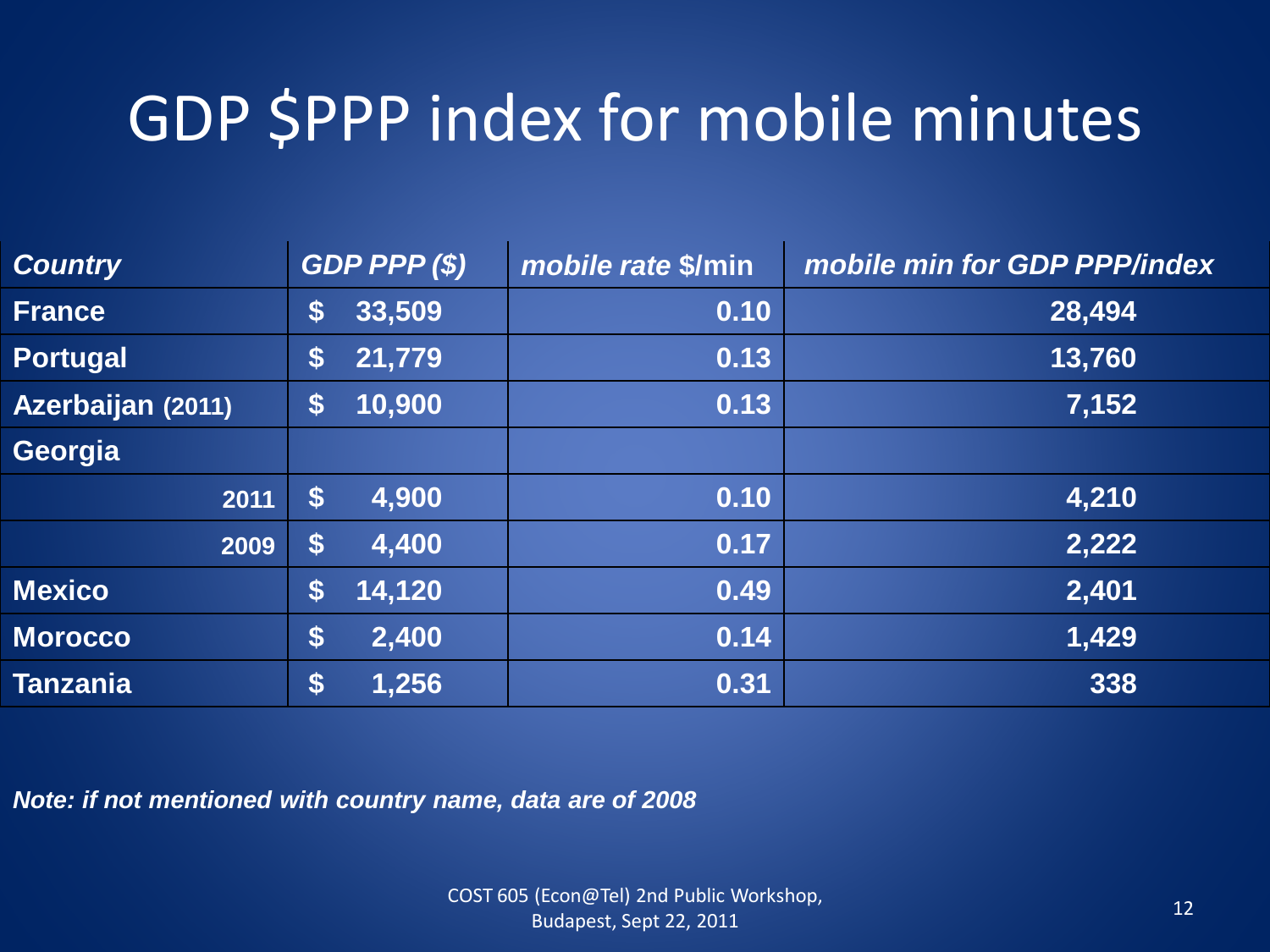# GDP $PPP index for mobile minutes

| *Country* | *GDP PPP ($)* | *mobile rate $/min* | *mobile min for GDP PPP/index* |
|---|---|---|---|
| **France** | **$ 33,509** | **0.10** | **28,494** |
| **Portugal** | **$ 21,779** | **0.13** | **13,760** |
| **Azerbaijan (2011)** | **$ 10,900** | **0.13** | **7,152** |
| **Georgia** | | | |
| **2011** | **$ 4,900** | **0.10** | **4,210** |
| **2009** | **$ 4,400** | **0.17** | **2,222** |
| **Mexico** | **$ 14,120** | **0.49** | **2,401** |
| **Morocco** | **$ 2,400** | **0.14** | **1,429** |
| **Tanzania** | **$ 1,256** | **0.31** | **338** |

***Note: if not mentioned with country name, data are of 2008***

COST 605 (Econ@Tel) 2nd Public Workshop, Budapest, Sept 22, 2011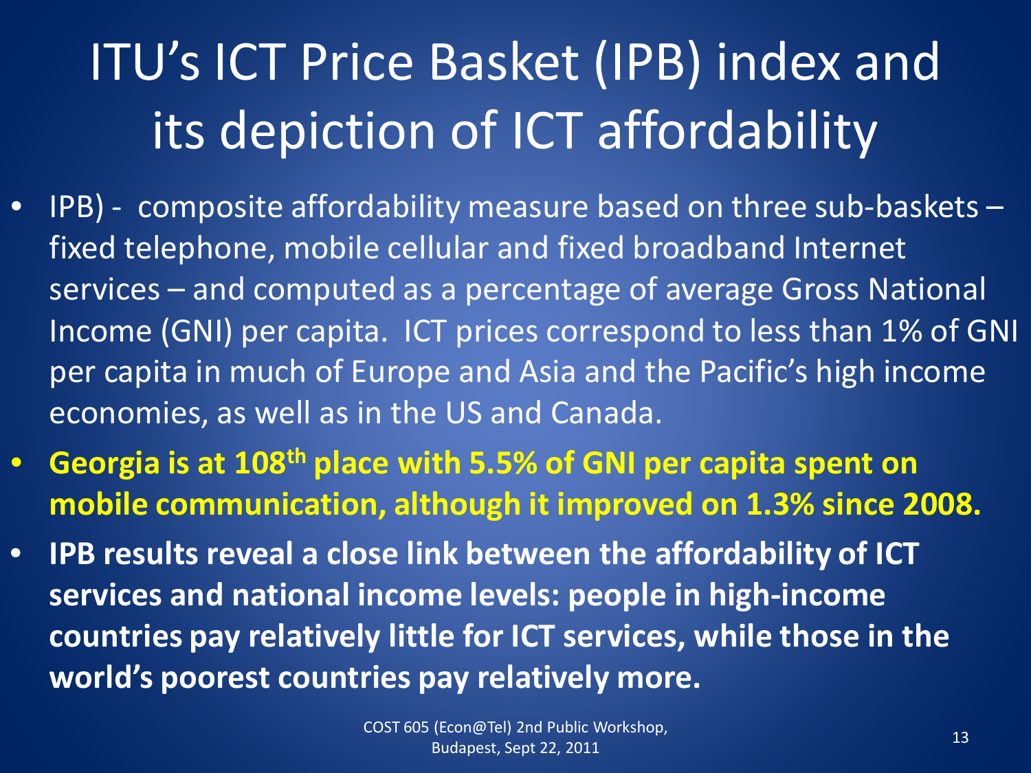# ITU's ICT Price Basket (IPB) index and its depiction of ICT affordability

- IPB) - composite affordability measure based on three sub-baskets – fixed telephone, mobile cellular and fixed broadband Internet services – and computed as a percentage of average Gross National Income (GNI) per capita. ICT prices correspond to less than 1% of GNI per capita in much of Europe and Asia and the Pacific's high income economies, as well as in the US and Canada.
- **Georgia is at 108th place with 5.5% of GNI per capita spent on mobile communication, although it improved on 1.3% since 2008.**
- **IPB results reveal a close link between the affordability of ICT services and national income levels: people in high-income countries pay relatively little for ICT services, while those in the world's poorest countries pay relatively more.**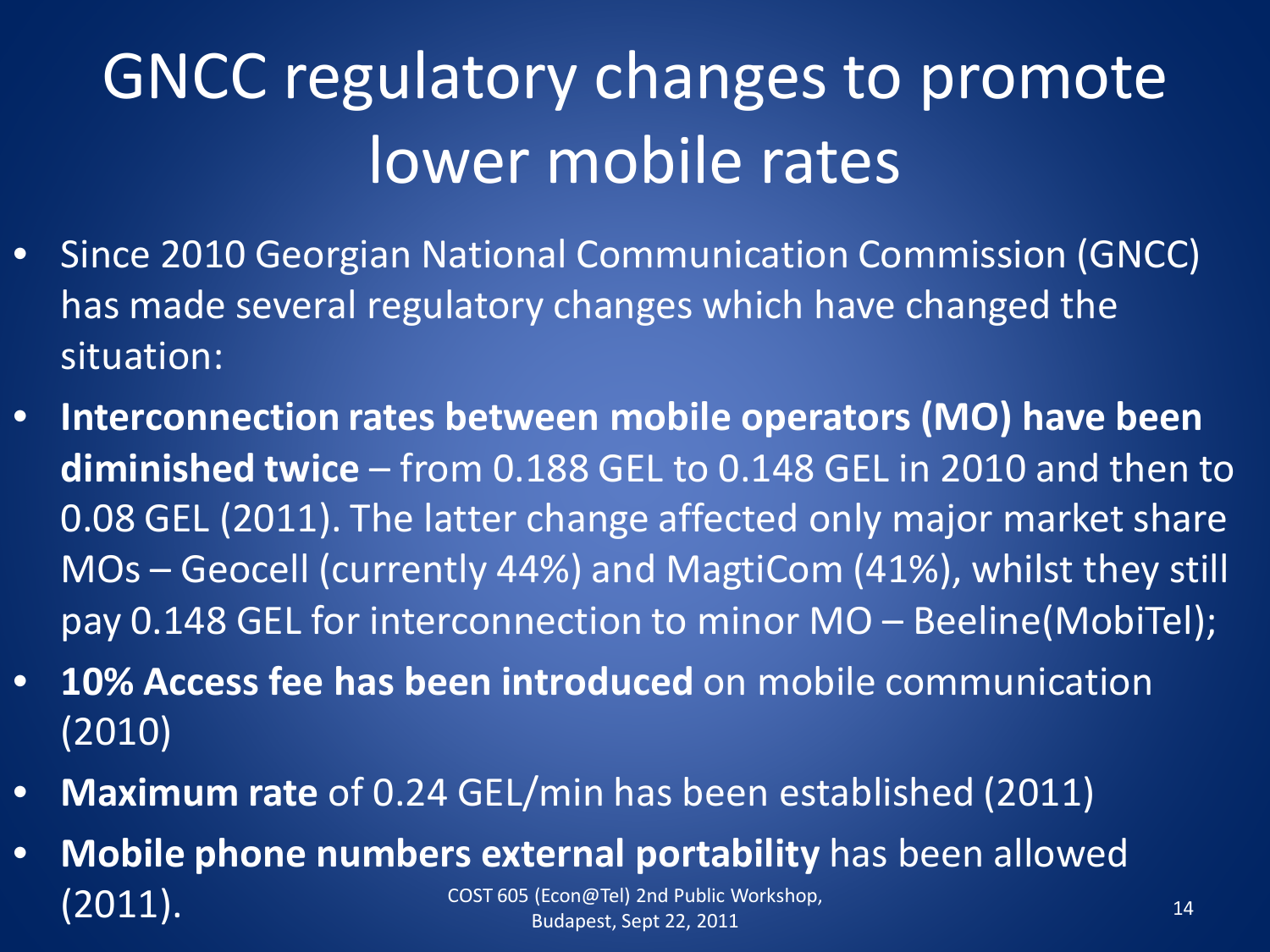# GNCC regulatory changes to promote lower mobile rates

- Since 2010 Georgian National Communication Commission (GNCC) has made several regulatory changes which have changed the situation:
- **Interconnection rates between mobile operators (MO) have been diminished twice** – from 0.188 GEL to 0.148 GEL in 2010 and then to 0.08 GEL (2011). The latter change affected only major market share MOs – Geocell (currently 44%) and MagtiCom (41%), whilst they still pay 0.148 GEL for interconnection to minor MO – Beeline(MobiTel);
- **10% Access fee has been introduced** on mobile communication (2010)
- **Maximum rate** of 0.24 GEL/min has been established (2011)
- **Mobile phone numbers external portability** has been allowed (2011).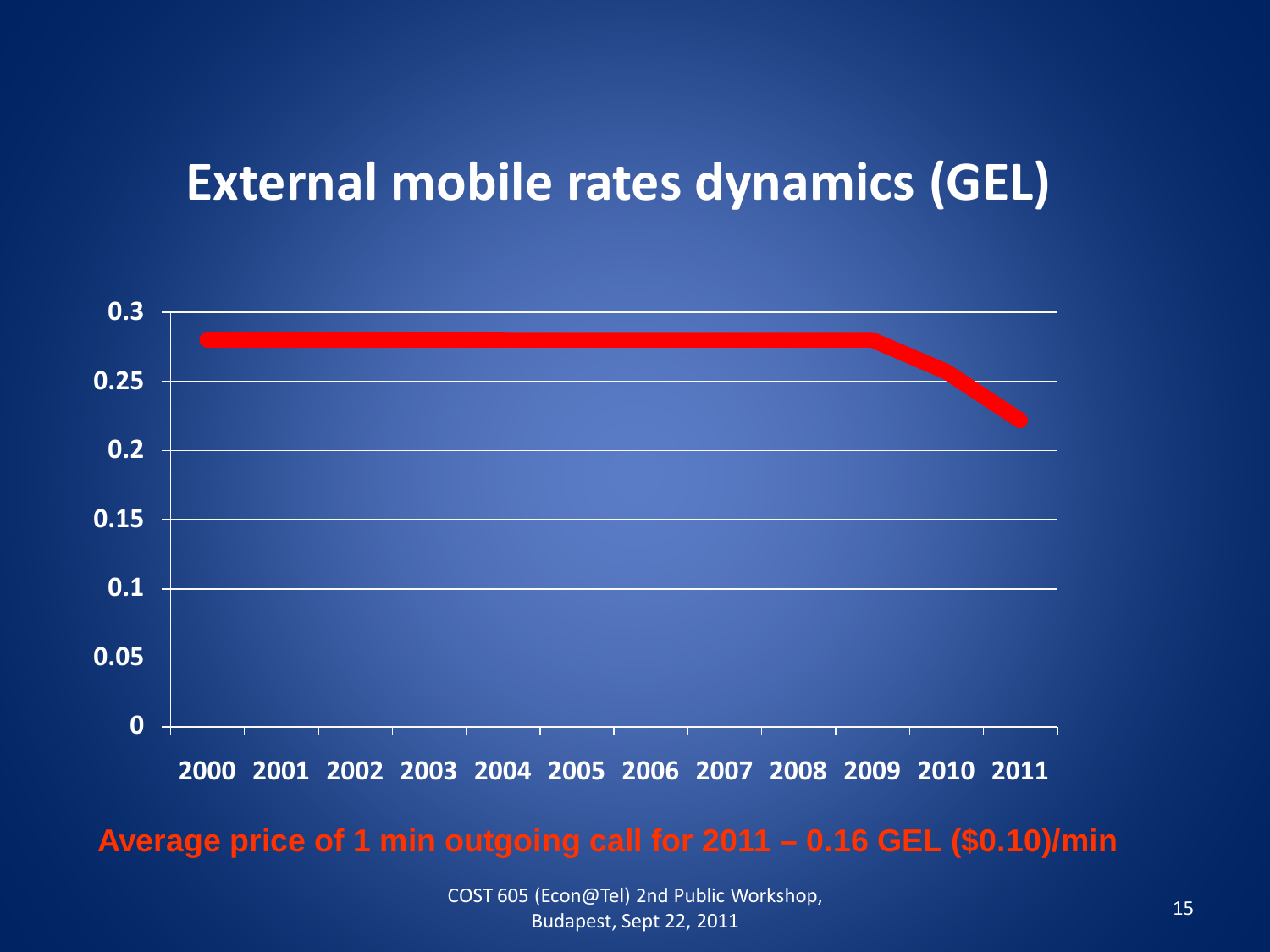# External mobile rates dynamics (GEL)

Average price of 1 min outgoing call for 2011 – 0.16 GEL ($0.10)/min

COST 605 (Econ@Tel) 2nd Public Workshop, Budapest, Sept 22, 2011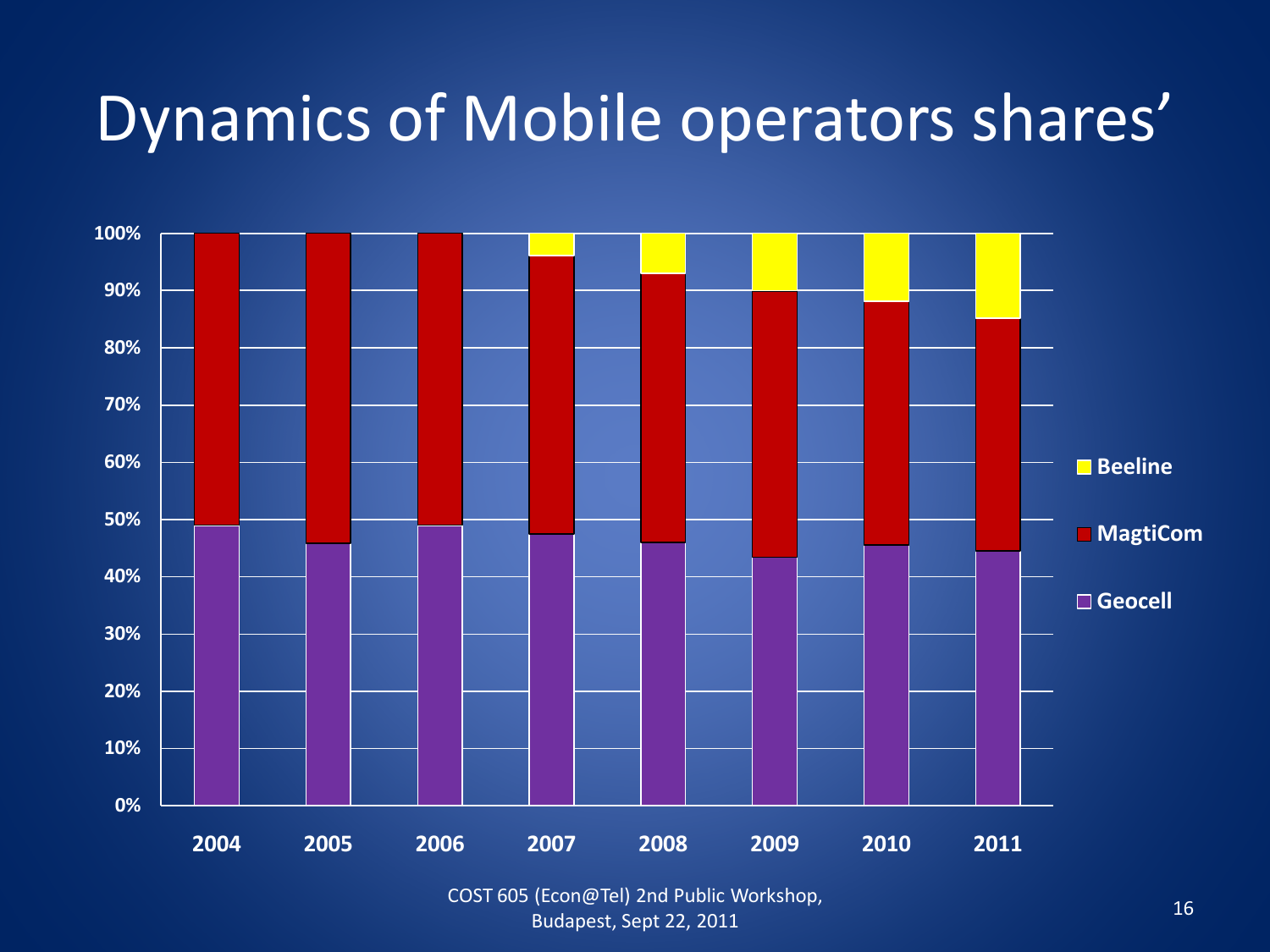# Dynamics of Mobile operators shares'

| Year | Geocell | MagtiCom | Beeline |
|---|---|---|---|
| 2004 | ~49% | ~51% | – |
| 2005 | ~46% | ~54% | – |
| 2006 | ~49% | ~51% | – |
| 2007 | ~47.5% | ~48.5% | ~4% |
| 2008 | ~46% | ~47% | ~7% |
| 2009 | ~43.5% | ~46.5% | ~10% |
| 2010 | ~45.5% | ~42.5% | ~12% |
| 2011 | ~44.5% | ~40.5% | ~15% |

COST 605 (Econ@Tel) 2nd Public Workshop, Budapest, Sept 22, 2011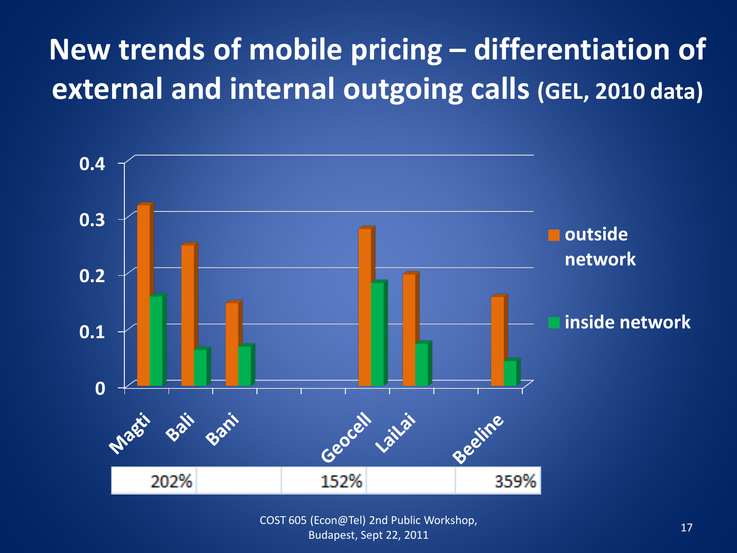# New trends of mobile pricing – differentiation of external and internal outgoing calls (GEL, 2010 data)

0.4

0.3

0.2

0.1

0

Magti Bali Bani Geocell LaiLai Beeline

■ outside network

■ inside network

| 202% | | 152% | | 359% |
|---|---|---|---|---|

COST 605 (Econ@Tel) 2nd Public Workshop, Budapest, Sept 22, 2011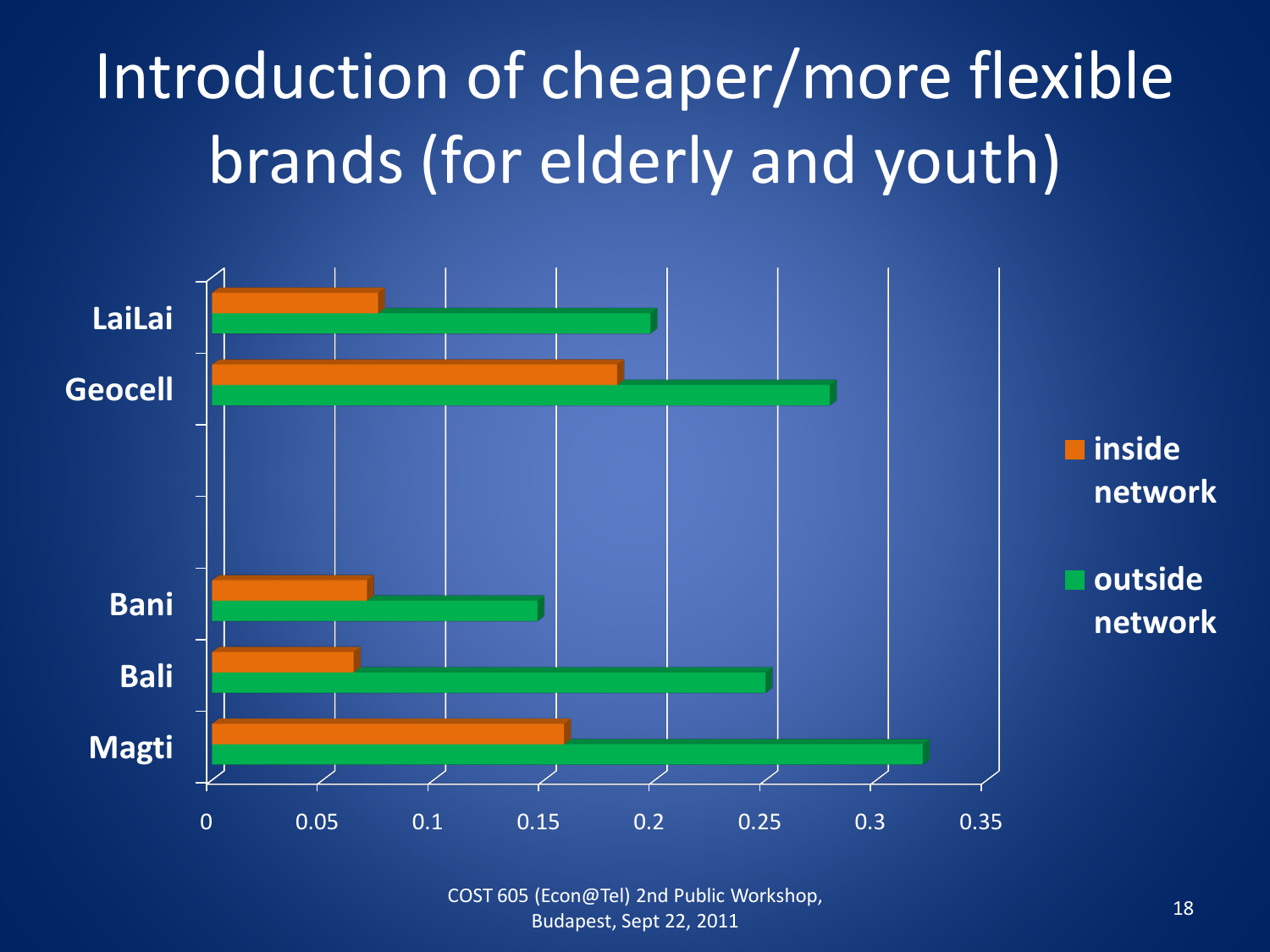# Introduction of cheaper/more flexible brands (for elderly and youth)

| | inside network | outside network |
|---|---|---|
| LaiLai | 0.075 | 0.2 |
| Geocell | 0.184 | 0.28 |
| Bani | 0.07 | 0.148 |
| Bali | 0.064 | 0.251 |
| Magti | 0.16 | 0.322 |

COST 605 (Econ@Tel) 2nd Public Workshop, Budapest, Sept 22, 2011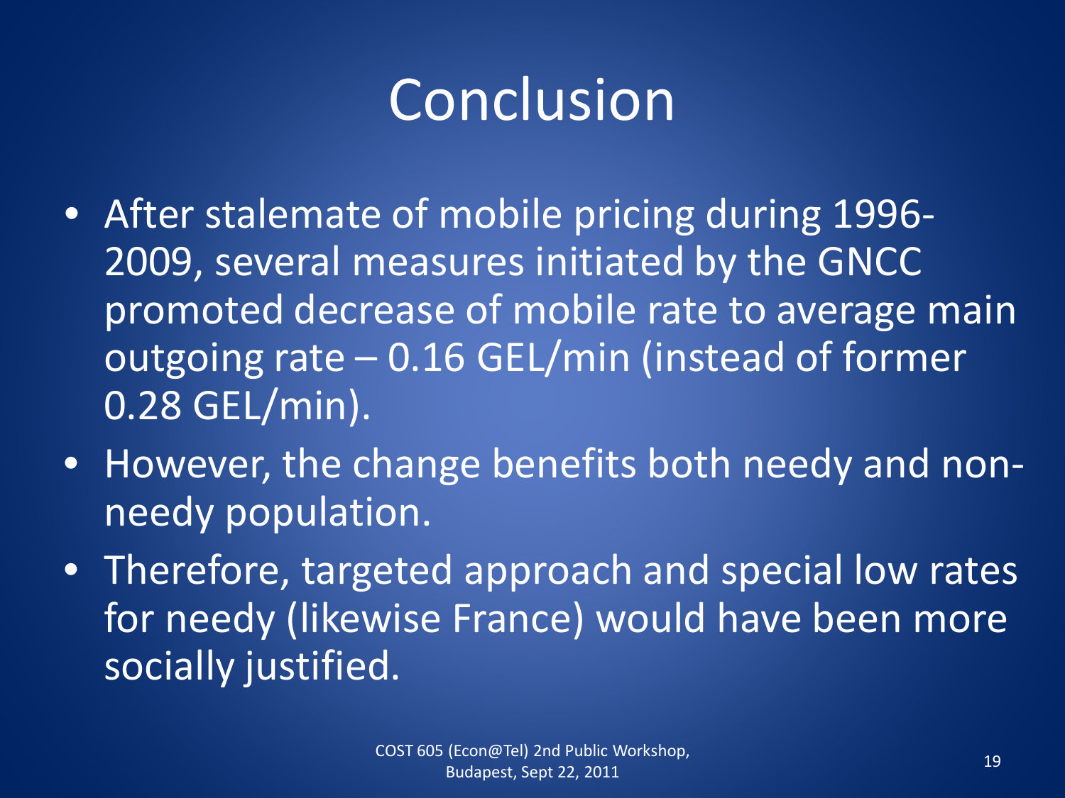# Conclusion

- After stalemate of mobile pricing during 1996-2009, several measures initiated by the GNCC promoted decrease of mobile rate to average main outgoing rate – 0.16 GEL/min (instead of former 0.28 GEL/min).
- However, the change benefits both needy and non-needy population.
- Therefore, targeted approach and special low rates for needy (likewise France) would have been more socially justified.